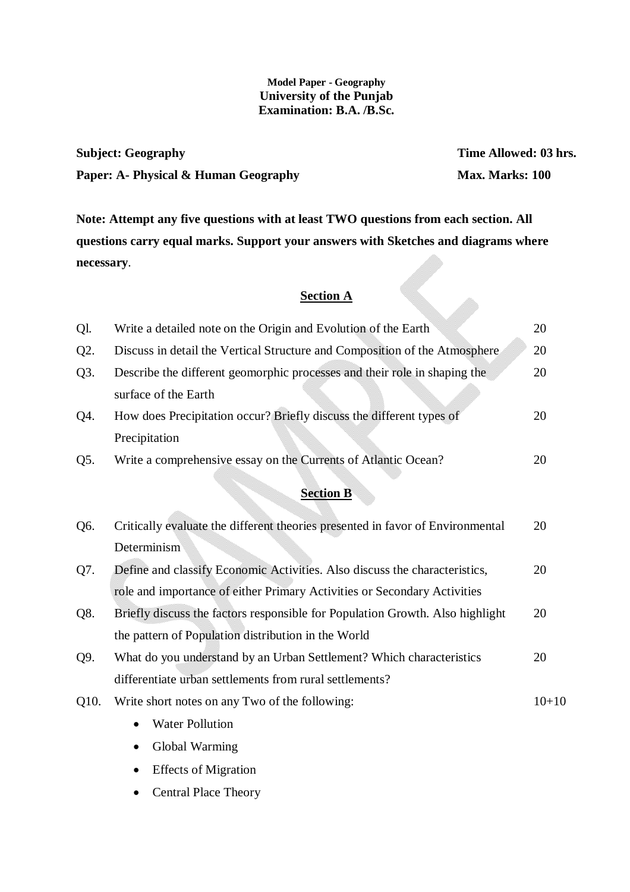**Model Paper - Geography**
**University of the Punjab**
**Examination: B.A. /B.Sc.**

**Subject: Geography** | **Time Allowed: 03 hrs.**

**Paper: A- Physical & Human Geography** | **Max. Marks: 100**

**Note: Attempt any five questions with at least TWO questions from each section. All questions carry equal marks. Support your answers with Sketches and diagrams where necessary**.

## Section A

| | | |
|---|---|---|
| Ql. | Write a detailed note on the Origin and Evolution of the Earth | 20 |
| Q2. | Discuss in detail the Vertical Structure and Composition of the Atmosphere | 20 |
| Q3. | Describe the different geomorphic processes and their role in shaping the surface of the Earth | 20 |
| Q4. | How does Precipitation occur? Briefly discuss the different types of Precipitation | 20 |
| Q5. | Write a comprehensive essay on the Currents of Atlantic Ocean? | 20 |

## Section B

| | | |
|---|---|---|
| Q6. | Critically evaluate the different theories presented in favor of Environmental Determinism | 20 |
| Q7. | Define and classify Economic Activities. Also discuss the characteristics, role and importance of either Primary Activities or Secondary Activities | 20 |
| Q8. | Briefly discuss the factors responsible for Population Growth. Also highlight the pattern of Population distribution in the World | 20 |
| Q9. | What do you understand by an Urban Settlement? Which characteristics differentiate urban settlements from rural settlements? | 20 |
| Q10. | Write short notes on any Two of the following: | 10+10 |

- Water Pollution
- Global Warming
- Effects of Migration
- Central Place Theory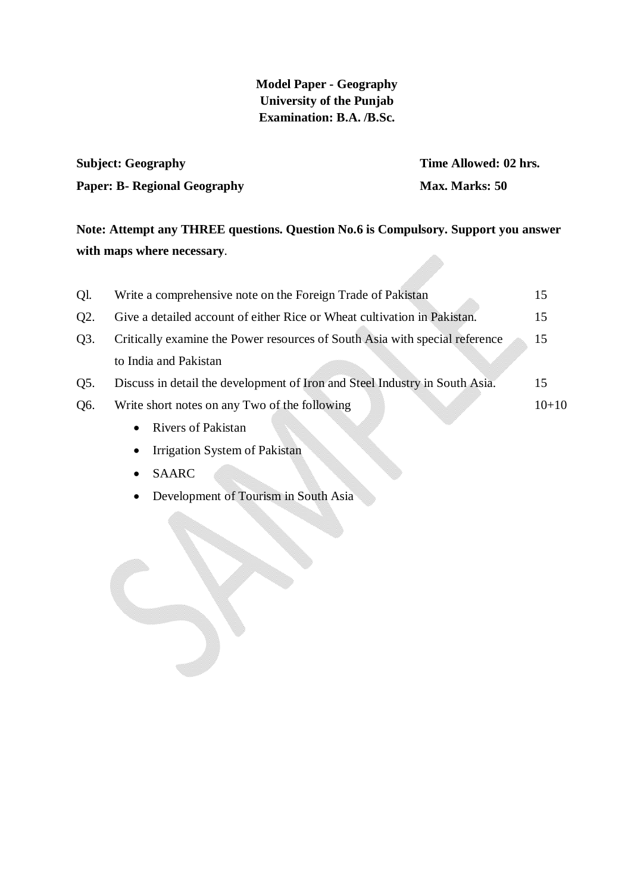**Model Paper - Geography**
**University of the Punjab**
**Examination: B.A. /B.Sc.**

**Subject: Geography** **Time Allowed: 02 hrs.**

**Paper: B- Regional Geography** **Max. Marks: 50**

**Note: Attempt any THREE questions. Question No.6 is Compulsory. Support you answer with maps where necessary**.

| | | |
|---|---|---|
| Ql. | Write a comprehensive note on the Foreign Trade of Pakistan | 15 |
| Q2. | Give a detailed account of either Rice or Wheat cultivation in Pakistan. | 15 |
| Q3. | Critically examine the Power resources of South Asia with special reference to India and Pakistan | 15 |
| Q5. | Discuss in detail the development of Iron and Steel Industry in South Asia. | 15 |
| Q6. | Write short notes on any Two of the following | 10+10 |

- Rivers of Pakistan
- Irrigation System of Pakistan
- SAARC
- Development of Tourism in South Asia